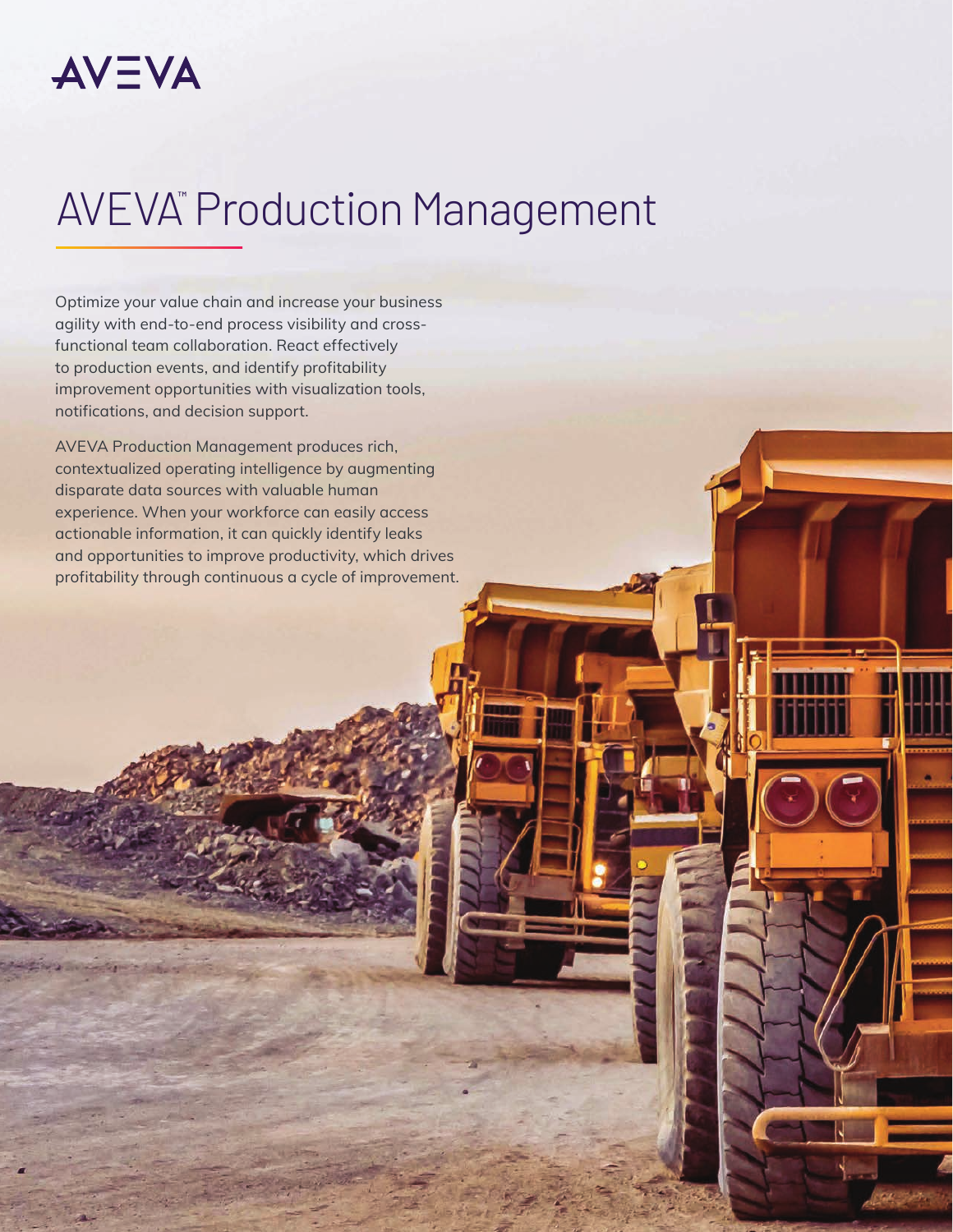AVEVA

# AVEVA™ Production Management

Optimize your value chain and increase your business agility with end-to-end process visibility and cross-functional team collaboration. React effectively to production events, and identify profitability improvement opportunities with visualization tools, notifications, and decision support.

AVEVA Production Management produces rich, contextualized operating intelligence by augmenting disparate data sources with valuable human experience. When your workforce can easily access actionable information, it can quickly identify leaks and opportunities to improve productivity, which drives profitability through continuous a cycle of improvement.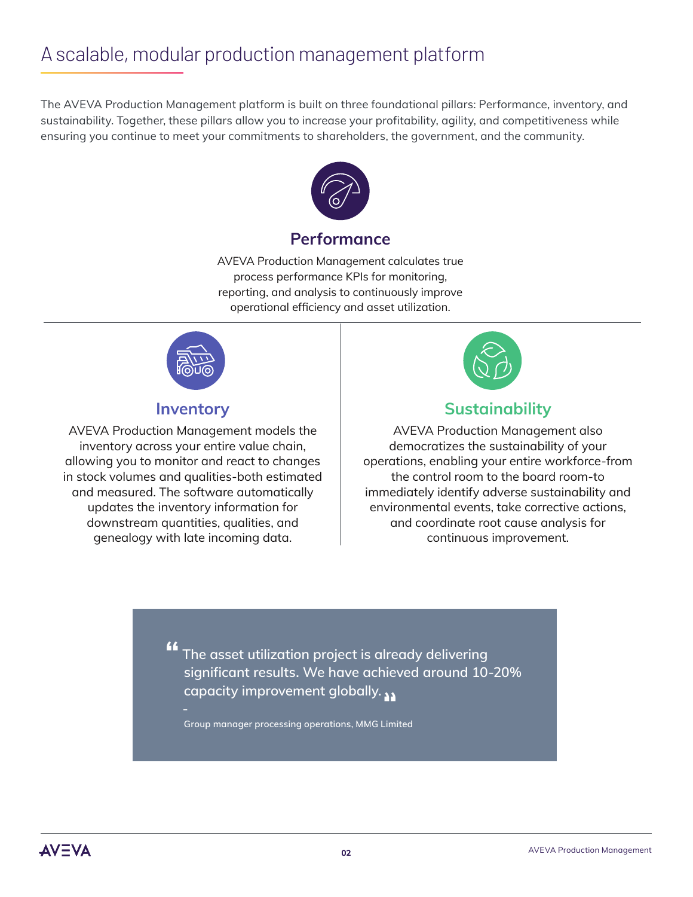# A scalable, modular production management platform

The AVEVA Production Management platform is built on three foundational pillars: Performance, inventory, and sustainability. Together, these pillars allow you to increase your profitability, agility, and competitiveness while ensuring you continue to meet your commitments to shareholders, the government, and the community.

## Performance

AVEVA Production Management calculates true process performance KPIs for monitoring, reporting, and analysis to continuously improve operational efficiency and asset utilization.

## Inventory

AVEVA Production Management models the inventory across your entire value chain, allowing you to monitor and react to changes in stock volumes and qualities-both estimated and measured. The software automatically updates the inventory information for downstream quantities, qualities, and genealogy with late incoming data.

## Sustainability

AVEVA Production Management also democratizes the sustainability of your operations, enabling your entire workforce-from the control room to the board room-to immediately identify adverse sustainability and environmental events, take corrective actions, and coordinate root cause analysis for continuous improvement.

> "The asset utilization project is already delivering significant results. We have achieved around 10-20% capacity improvement globally."
>
> –
>
> Group manager processing operations, MMG Limited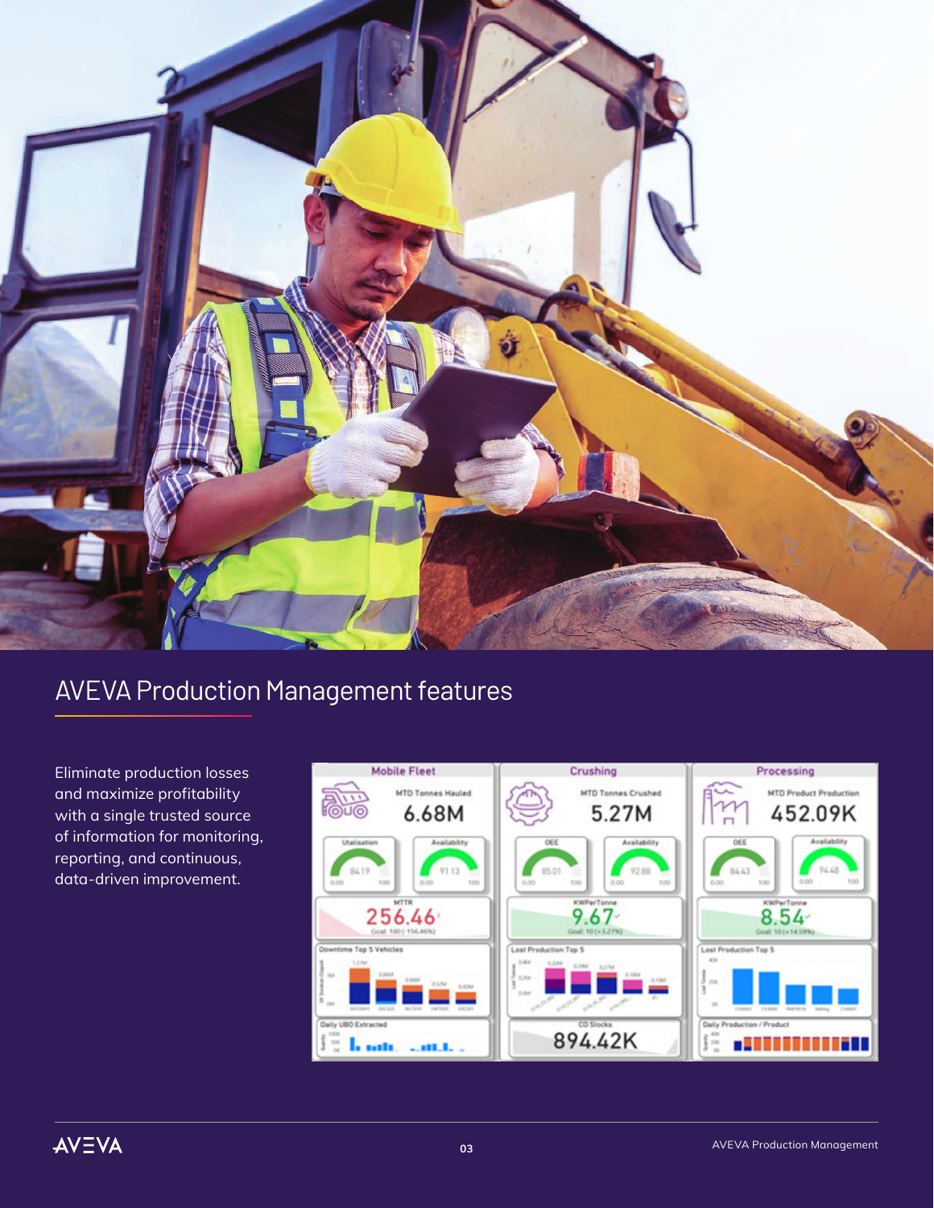## AVEVA Production Management features

Eliminate production losses and maximize profitability with a single trusted source of information for monitoring, reporting, and continuous, data-driven improvement.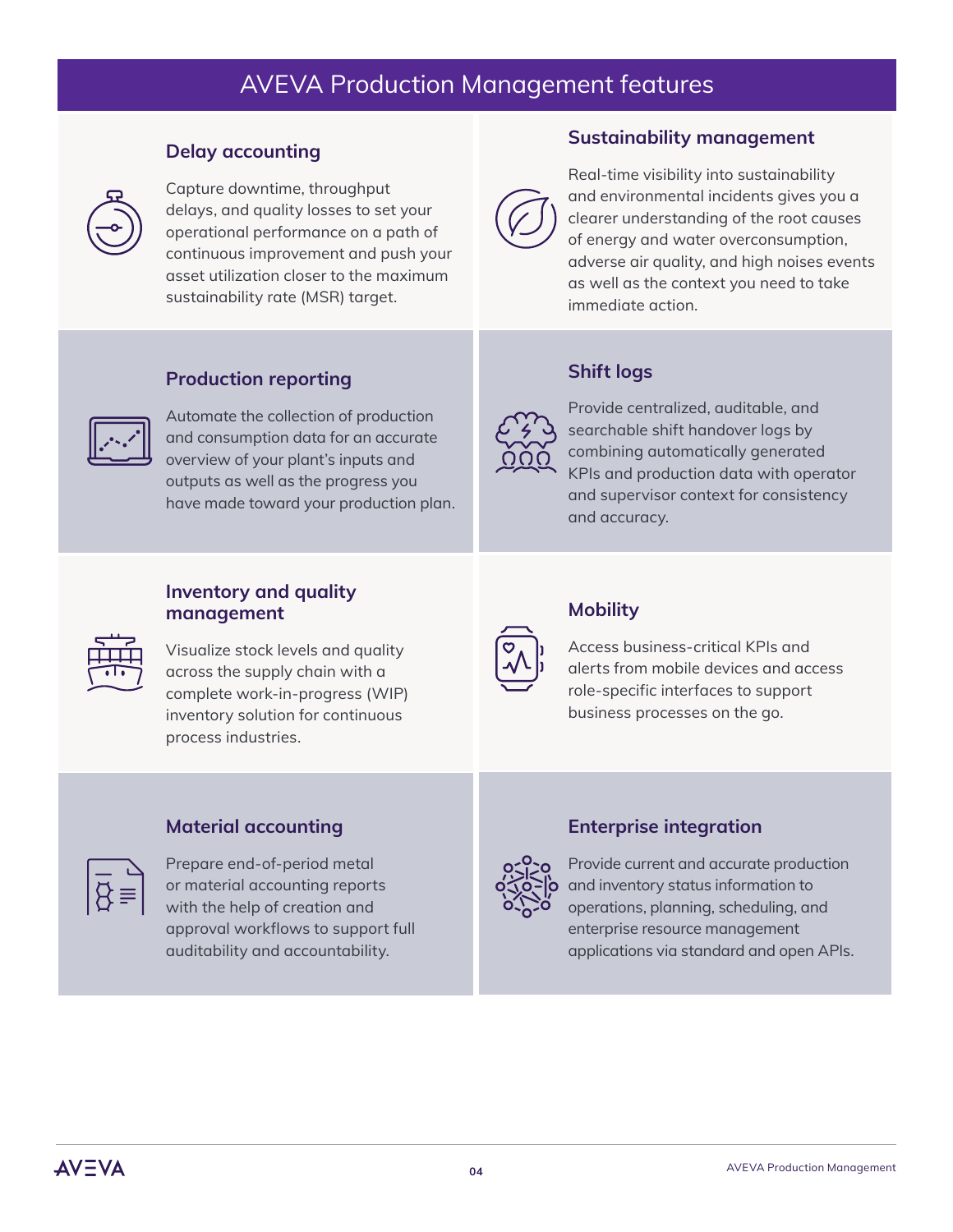# AVEVA Production Management features

### Delay accounting

Capture downtime, throughput delays, and quality losses to set your operational performance on a path of continuous improvement and push your asset utilization closer to the maximum sustainability rate (MSR) target.

### Sustainability management

Real-time visibility into sustainability and environmental incidents gives you a clearer understanding of the root causes of energy and water overconsumption, adverse air quality, and high noises events as well as the context you need to take immediate action.

### Production reporting

Automate the collection of production and consumption data for an accurate overview of your plant's inputs and outputs as well as the progress you have made toward your production plan.

### Shift logs

Provide centralized, auditable, and searchable shift handover logs by combining automatically generated KPIs and production data with operator and supervisor context for consistency and accuracy.

### Inventory and quality management

Visualize stock levels and quality across the supply chain with a complete work-in-progress (WIP) inventory solution for continuous process industries.

### Mobility

Access business-critical KPIs and alerts from mobile devices and access role-specific interfaces to support business processes on the go.

### Material accounting

Prepare end-of-period metal or material accounting reports with the help of creation and approval workflows to support full auditability and accountability.

### Enterprise integration

Provide current and accurate production and inventory status information to operations, planning, scheduling, and enterprise resource management applications via standard and open APIs.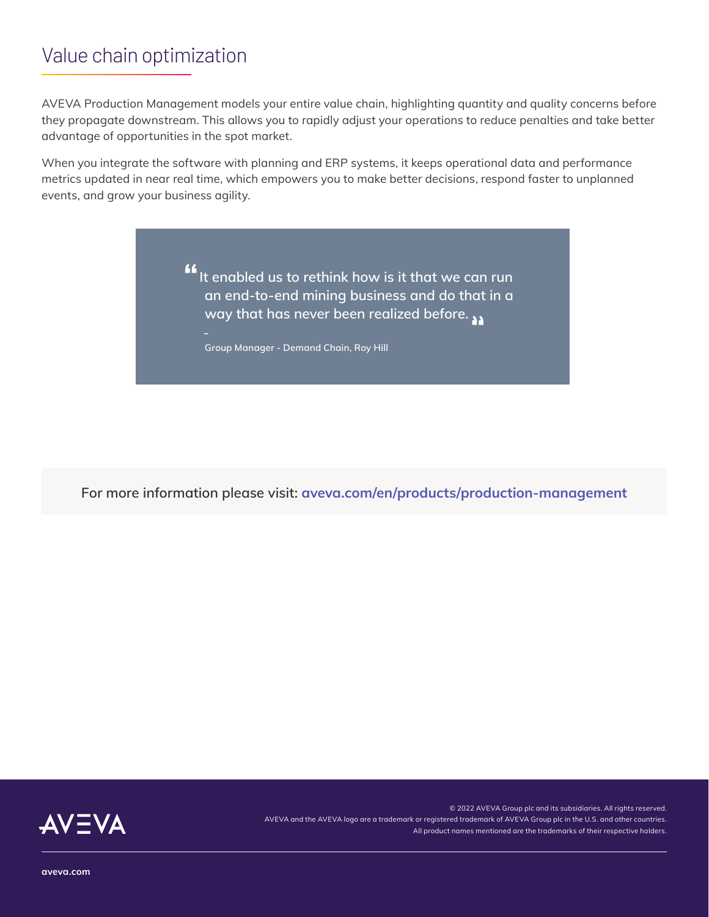## Value chain optimization

AVEVA Production Management models your entire value chain, highlighting quantity and quality concerns before they propagate downstream. This allows you to rapidly adjust your operations to reduce penalties and take better advantage of opportunities in the spot market.

When you integrate the software with planning and ERP systems, it keeps operational data and performance metrics updated in near real time, which empowers you to make better decisions, respond faster to unplanned events, and grow your business agility.

> **"It enabled us to rethink how is it that we can run an end-to-end mining business and do that in a way that has never been realized before."**
>
> –
>
> **Group Manager - Demand Chain, Roy Hill**

**For more information please visit: aveva.com/en/products/production-management**

AVEVA

© 2022 AVEVA Group plc and its subsidiaries. All rights reserved.
AVEVA and the AVEVA logo are a trademark or registered trademark of AVEVA Group plc in the U.S. and other countries.
All product names mentioned are the trademarks of their respective holders.

**aveva.com**